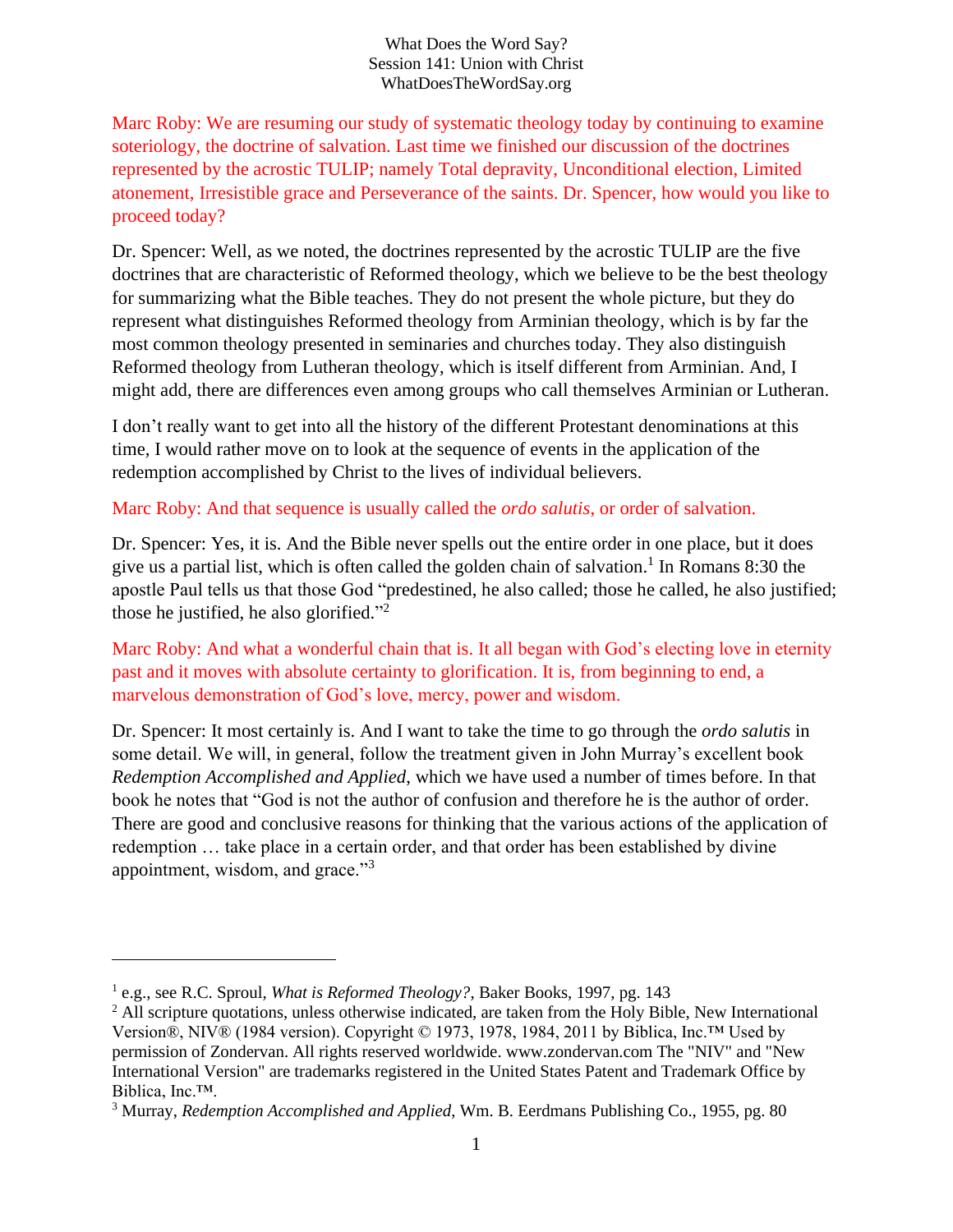What Does the Word Say?
Session 141: Union with Christ
WhatDoesTheWordSay.org

Marc Roby: We are resuming our study of systematic theology today by continuing to examine soteriology, the doctrine of salvation. Last time we finished our discussion of the doctrines represented by the acrostic TULIP; namely Total depravity, Unconditional election, Limited atonement, Irresistible grace and Perseverance of the saints. Dr. Spencer, how would you like to proceed today?

Dr. Spencer: Well, as we noted, the doctrines represented by the acrostic TULIP are the five doctrines that are characteristic of Reformed theology, which we believe to be the best theology for summarizing what the Bible teaches. They do not present the whole picture, but they do represent what distinguishes Reformed theology from Arminian theology, which is by far the most common theology presented in seminaries and churches today. They also distinguish Reformed theology from Lutheran theology, which is itself different from Arminian. And, I might add, there are differences even among groups who call themselves Arminian or Lutheran.

I don't really want to get into all the history of the different Protestant denominations at this time, I would rather move on to look at the sequence of events in the application of the redemption accomplished by Christ to the lives of individual believers.

Marc Roby: And that sequence is usually called the *ordo salutis*, or order of salvation.

Dr. Spencer: Yes, it is. And the Bible never spells out the entire order in one place, but it does give us a partial list, which is often called the golden chain of salvation.[1] In Romans 8:30 the apostle Paul tells us that those God "predestined, he also called; those he called, he also justified; those he justified, he also glorified."[2]

Marc Roby: And what a wonderful chain that is. It all began with God's electing love in eternity past and it moves with absolute certainty to glorification. It is, from beginning to end, a marvelous demonstration of God's love, mercy, power and wisdom.

Dr. Spencer: It most certainly is. And I want to take the time to go through the *ordo salutis* in some detail. We will, in general, follow the treatment given in John Murray's excellent book *Redemption Accomplished and Applied*, which we have used a number of times before. In that book he notes that "God is not the author of confusion and therefore he is the author of order. There are good and conclusive reasons for thinking that the various actions of the application of redemption … take place in a certain order, and that order has been established by divine appointment, wisdom, and grace."[3]

---

[1] e.g., see R.C. Sproul, *What is Reformed Theology?*, Baker Books, 1997, pg. 143

[2] All scripture quotations, unless otherwise indicated, are taken from the Holy Bible, New International Version®, NIV® (1984 version). Copyright © 1973, 1978, 1984, 2011 by Biblica, Inc.™ Used by permission of Zondervan. All rights reserved worldwide. www.zondervan.com The "NIV" and "New International Version" are trademarks registered in the United States Patent and Trademark Office by Biblica, Inc.™.

[3] Murray, *Redemption Accomplished and Applied,* Wm. B. Eerdmans Publishing Co., 1955, pg. 80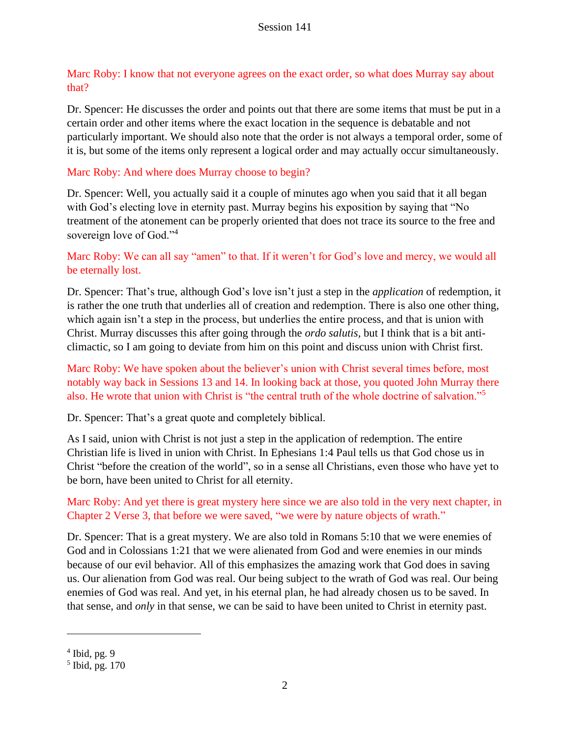Marc Roby: I know that not everyone agrees on the exact order, so what does Murray say about that?

Dr. Spencer: He discusses the order and points out that there are some items that must be put in a certain order and other items where the exact location in the sequence is debatable and not particularly important. We should also note that the order is not always a temporal order, some of it is, but some of the items only represent a logical order and may actually occur simultaneously.

Marc Roby: And where does Murray choose to begin?

Dr. Spencer: Well, you actually said it a couple of minutes ago when you said that it all began with God's electing love in eternity past. Murray begins his exposition by saying that "No treatment of the atonement can be properly oriented that does not trace its source to the free and sovereign love of God."[4]

Marc Roby: We can all say "amen" to that. If it weren't for God's love and mercy, we would all be eternally lost.

Dr. Spencer: That's true, although God's love isn't just a step in the *application* of redemption, it is rather the one truth that underlies all of creation and redemption. There is also one other thing, which again isn't a step in the process, but underlies the entire process, and that is union with Christ. Murray discusses this after going through the *ordo salutis*, but I think that is a bit anti-climactic, so I am going to deviate from him on this point and discuss union with Christ first.

Marc Roby: We have spoken about the believer's union with Christ several times before, most notably way back in Sessions 13 and 14. In looking back at those, you quoted John Murray there also. He wrote that union with Christ is "the central truth of the whole doctrine of salvation."[5]

Dr. Spencer: That's a great quote and completely biblical.

As I said, union with Christ is not just a step in the application of redemption. The entire Christian life is lived in union with Christ. In Ephesians 1:4 Paul tells us that God chose us in Christ "before the creation of the world", so in a sense all Christians, even those who have yet to be born, have been united to Christ for all eternity.

Marc Roby: And yet there is great mystery here since we are also told in the very next chapter, in Chapter 2 Verse 3, that before we were saved, "we were by nature objects of wrath."

Dr. Spencer: That is a great mystery. We are also told in Romans 5:10 that we were enemies of God and in Colossians 1:21 that we were alienated from God and were enemies in our minds because of our evil behavior. All of this emphasizes the amazing work that God does in saving us. Our alienation from God was real. Our being subject to the wrath of God was real. Our being enemies of God was real. And yet, in his eternal plan, he had already chosen us to be saved. In that sense, and *only* in that sense, we can be said to have been united to Christ in eternity past.

---

[4] Ibid, pg. 9

[5] Ibid, pg. 170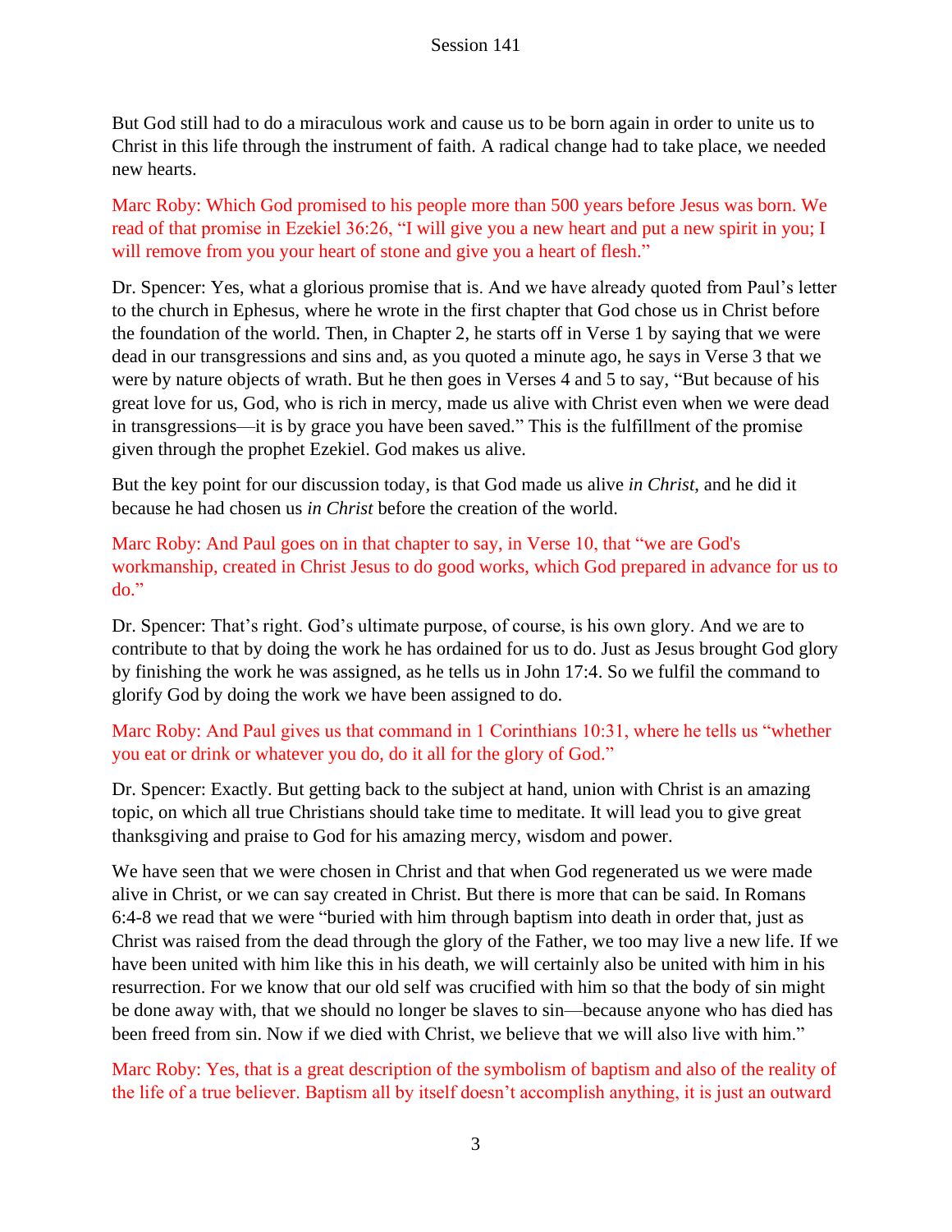But God still had to do a miraculous work and cause us to be born again in order to unite us to Christ in this life through the instrument of faith. A radical change had to take place, we needed new hearts.

Marc Roby: Which God promised to his people more than 500 years before Jesus was born. We read of that promise in Ezekiel 36:26, "I will give you a new heart and put a new spirit in you; I will remove from you your heart of stone and give you a heart of flesh."

Dr. Spencer: Yes, what a glorious promise that is. And we have already quoted from Paul's letter to the church in Ephesus, where he wrote in the first chapter that God chose us in Christ before the foundation of the world. Then, in Chapter 2, he starts off in Verse 1 by saying that we were dead in our transgressions and sins and, as you quoted a minute ago, he says in Verse 3 that we were by nature objects of wrath. But he then goes in Verses 4 and 5 to say, "But because of his great love for us, God, who is rich in mercy, made us alive with Christ even when we were dead in transgressions—it is by grace you have been saved." This is the fulfillment of the promise given through the prophet Ezekiel. God makes us alive.

But the key point for our discussion today, is that God made us alive *in Christ*, and he did it because he had chosen us *in Christ* before the creation of the world.

Marc Roby: And Paul goes on in that chapter to say, in Verse 10, that "we are God's workmanship, created in Christ Jesus to do good works, which God prepared in advance for us to do."

Dr. Spencer: That's right. God's ultimate purpose, of course, is his own glory. And we are to contribute to that by doing the work he has ordained for us to do. Just as Jesus brought God glory by finishing the work he was assigned, as he tells us in John 17:4. So we fulfil the command to glorify God by doing the work we have been assigned to do.

Marc Roby: And Paul gives us that command in 1 Corinthians 10:31, where he tells us "whether you eat or drink or whatever you do, do it all for the glory of God."

Dr. Spencer: Exactly. But getting back to the subject at hand, union with Christ is an amazing topic, on which all true Christians should take time to meditate. It will lead you to give great thanksgiving and praise to God for his amazing mercy, wisdom and power.

We have seen that we were chosen in Christ and that when God regenerated us we were made alive in Christ, or we can say created in Christ. But there is more that can be said. In Romans 6:4-8 we read that we were "buried with him through baptism into death in order that, just as Christ was raised from the dead through the glory of the Father, we too may live a new life. If we have been united with him like this in his death, we will certainly also be united with him in his resurrection. For we know that our old self was crucified with him so that the body of sin might be done away with, that we should no longer be slaves to sin—because anyone who has died has been freed from sin. Now if we died with Christ, we believe that we will also live with him."

Marc Roby: Yes, that is a great description of the symbolism of baptism and also of the reality of the life of a true believer. Baptism all by itself doesn't accomplish anything, it is just an outward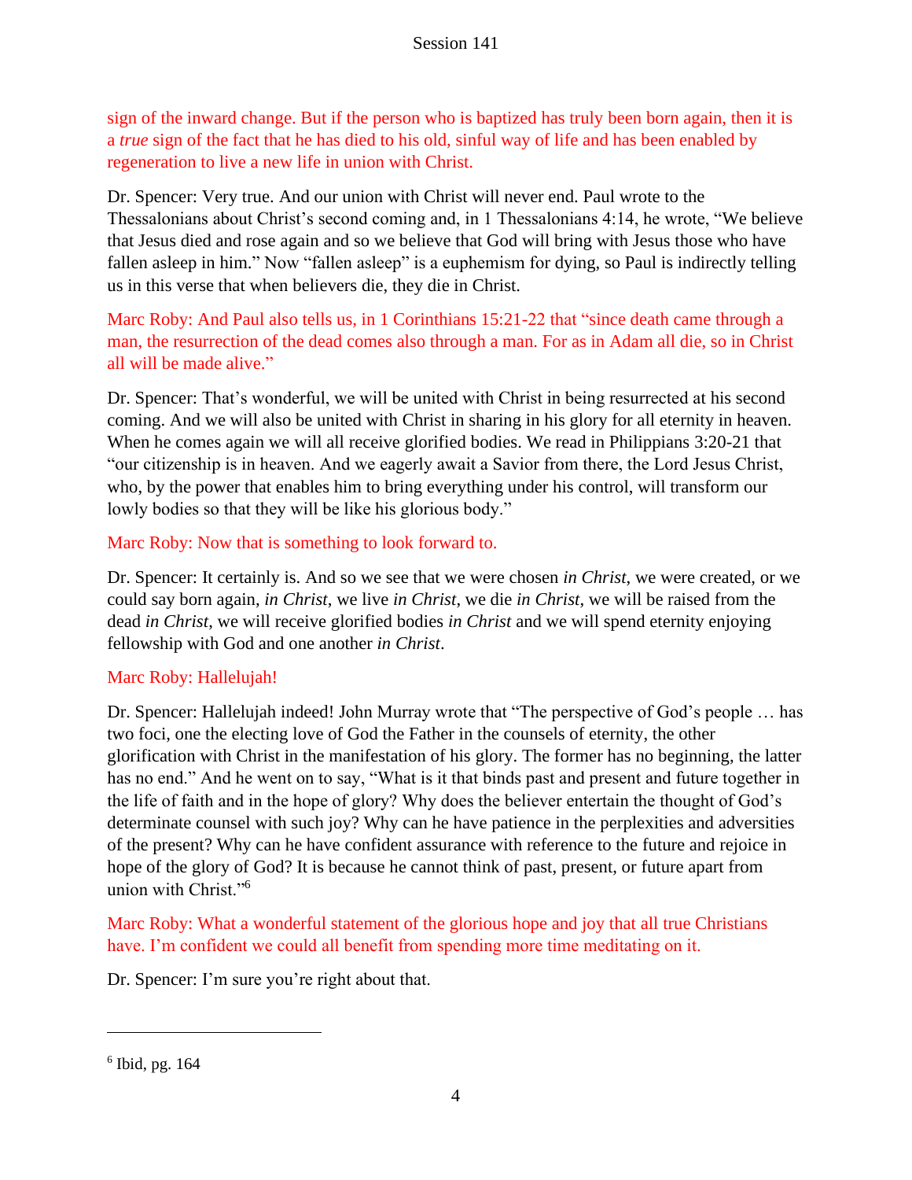sign of the inward change. But if the person who is baptized has truly been born again, then it is a *true* sign of the fact that he has died to his old, sinful way of life and has been enabled by regeneration to live a new life in union with Christ.

Dr. Spencer: Very true. And our union with Christ will never end. Paul wrote to the Thessalonians about Christ's second coming and, in 1 Thessalonians 4:14, he wrote, "We believe that Jesus died and rose again and so we believe that God will bring with Jesus those who have fallen asleep in him." Now "fallen asleep" is a euphemism for dying, so Paul is indirectly telling us in this verse that when believers die, they die in Christ.

Marc Roby: And Paul also tells us, in 1 Corinthians 15:21-22 that "since death came through a man, the resurrection of the dead comes also through a man. For as in Adam all die, so in Christ all will be made alive."

Dr. Spencer: That's wonderful, we will be united with Christ in being resurrected at his second coming. And we will also be united with Christ in sharing in his glory for all eternity in heaven. When he comes again we will all receive glorified bodies. We read in Philippians 3:20-21 that "our citizenship is in heaven. And we eagerly await a Savior from there, the Lord Jesus Christ, who, by the power that enables him to bring everything under his control, will transform our lowly bodies so that they will be like his glorious body."

Marc Roby: Now that is something to look forward to.

Dr. Spencer: It certainly is. And so we see that we were chosen *in Christ*, we were created, or we could say born again, *in Christ*, we live *in Christ*, we die *in Christ*, we will be raised from the dead *in Christ*, we will receive glorified bodies *in Christ* and we will spend eternity enjoying fellowship with God and one another *in Christ*.

Marc Roby: Hallelujah!

Dr. Spencer: Hallelujah indeed! John Murray wrote that "The perspective of God's people … has two foci, one the electing love of God the Father in the counsels of eternity, the other glorification with Christ in the manifestation of his glory. The former has no beginning, the latter has no end." And he went on to say, "What is it that binds past and present and future together in the life of faith and in the hope of glory? Why does the believer entertain the thought of God's determinate counsel with such joy? Why can he have patience in the perplexities and adversities of the present? Why can he have confident assurance with reference to the future and rejoice in hope of the glory of God? It is because he cannot think of past, present, or future apart from union with Christ."[6]

Marc Roby: What a wonderful statement of the glorious hope and joy that all true Christians have. I'm confident we could all benefit from spending more time meditating on it.

Dr. Spencer: I'm sure you're right about that.

---

[6] Ibid, pg. 164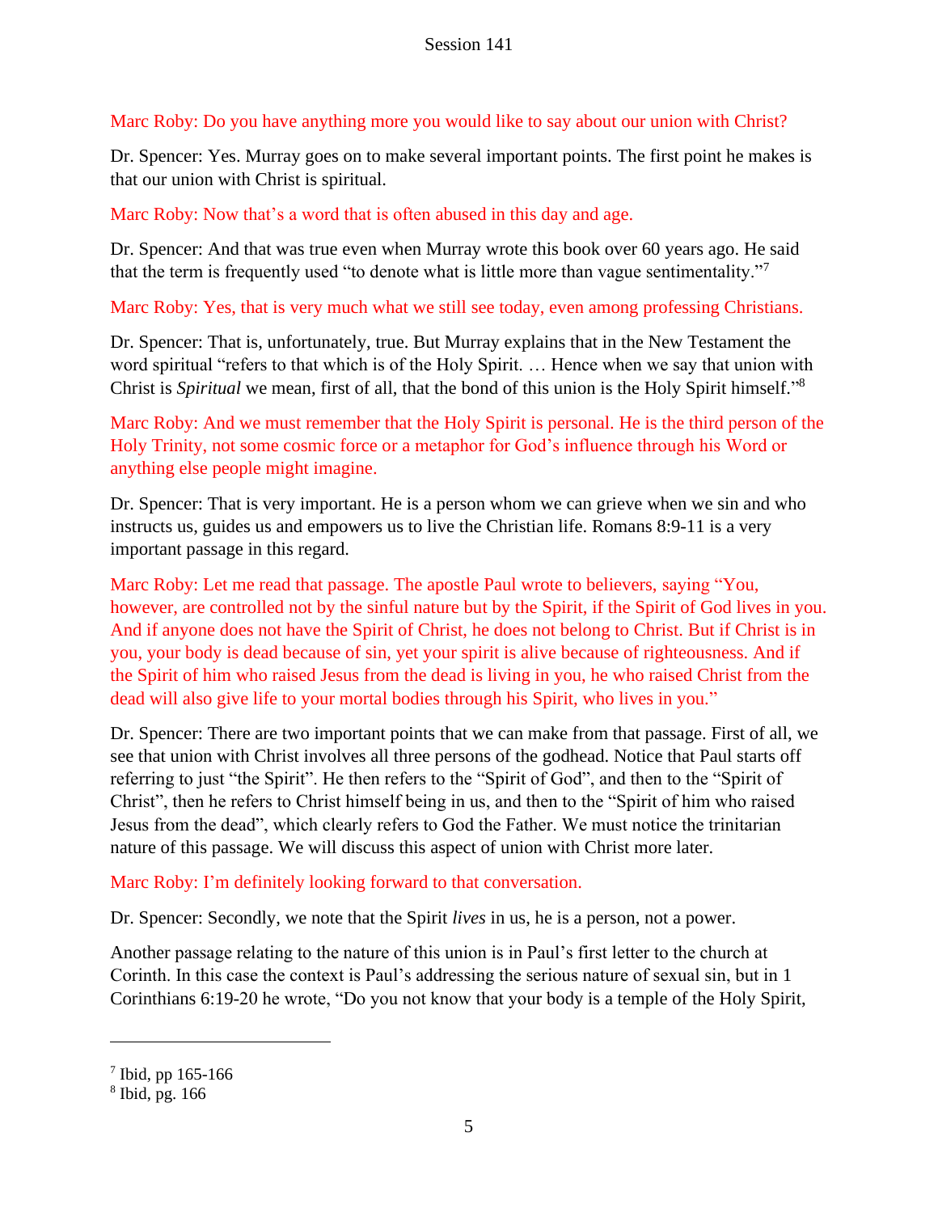Marc Roby: Do you have anything more you would like to say about our union with Christ?

Dr. Spencer: Yes. Murray goes on to make several important points. The first point he makes is that our union with Christ is spiritual.

Marc Roby: Now that's a word that is often abused in this day and age.

Dr. Spencer: And that was true even when Murray wrote this book over 60 years ago. He said that the term is frequently used "to denote what is little more than vague sentimentality."[7]

Marc Roby: Yes, that is very much what we still see today, even among professing Christians.

Dr. Spencer: That is, unfortunately, true. But Murray explains that in the New Testament the word spiritual "refers to that which is of the Holy Spirit. … Hence when we say that union with Christ is *Spiritual* we mean, first of all, that the bond of this union is the Holy Spirit himself."[8]

Marc Roby: And we must remember that the Holy Spirit is personal. He is the third person of the Holy Trinity, not some cosmic force or a metaphor for God's influence through his Word or anything else people might imagine.

Dr. Spencer: That is very important. He is a person whom we can grieve when we sin and who instructs us, guides us and empowers us to live the Christian life. Romans 8:9-11 is a very important passage in this regard.

Marc Roby: Let me read that passage. The apostle Paul wrote to believers, saying "You, however, are controlled not by the sinful nature but by the Spirit, if the Spirit of God lives in you. And if anyone does not have the Spirit of Christ, he does not belong to Christ. But if Christ is in you, your body is dead because of sin, yet your spirit is alive because of righteousness. And if the Spirit of him who raised Jesus from the dead is living in you, he who raised Christ from the dead will also give life to your mortal bodies through his Spirit, who lives in you."

Dr. Spencer: There are two important points that we can make from that passage. First of all, we see that union with Christ involves all three persons of the godhead. Notice that Paul starts off referring to just "the Spirit". He then refers to the "Spirit of God", and then to the "Spirit of Christ", then he refers to Christ himself being in us, and then to the "Spirit of him who raised Jesus from the dead", which clearly refers to God the Father. We must notice the trinitarian nature of this passage. We will discuss this aspect of union with Christ more later.

Marc Roby: I'm definitely looking forward to that conversation.

Dr. Spencer: Secondly, we note that the Spirit *lives* in us, he is a person, not a power.

Another passage relating to the nature of this union is in Paul's first letter to the church at Corinth. In this case the context is Paul's addressing the serious nature of sexual sin, but in 1 Corinthians 6:19-20 he wrote, "Do you not know that your body is a temple of the Holy Spirit,

---

[7] Ibid, pp 165-166

[8] Ibid, pg. 166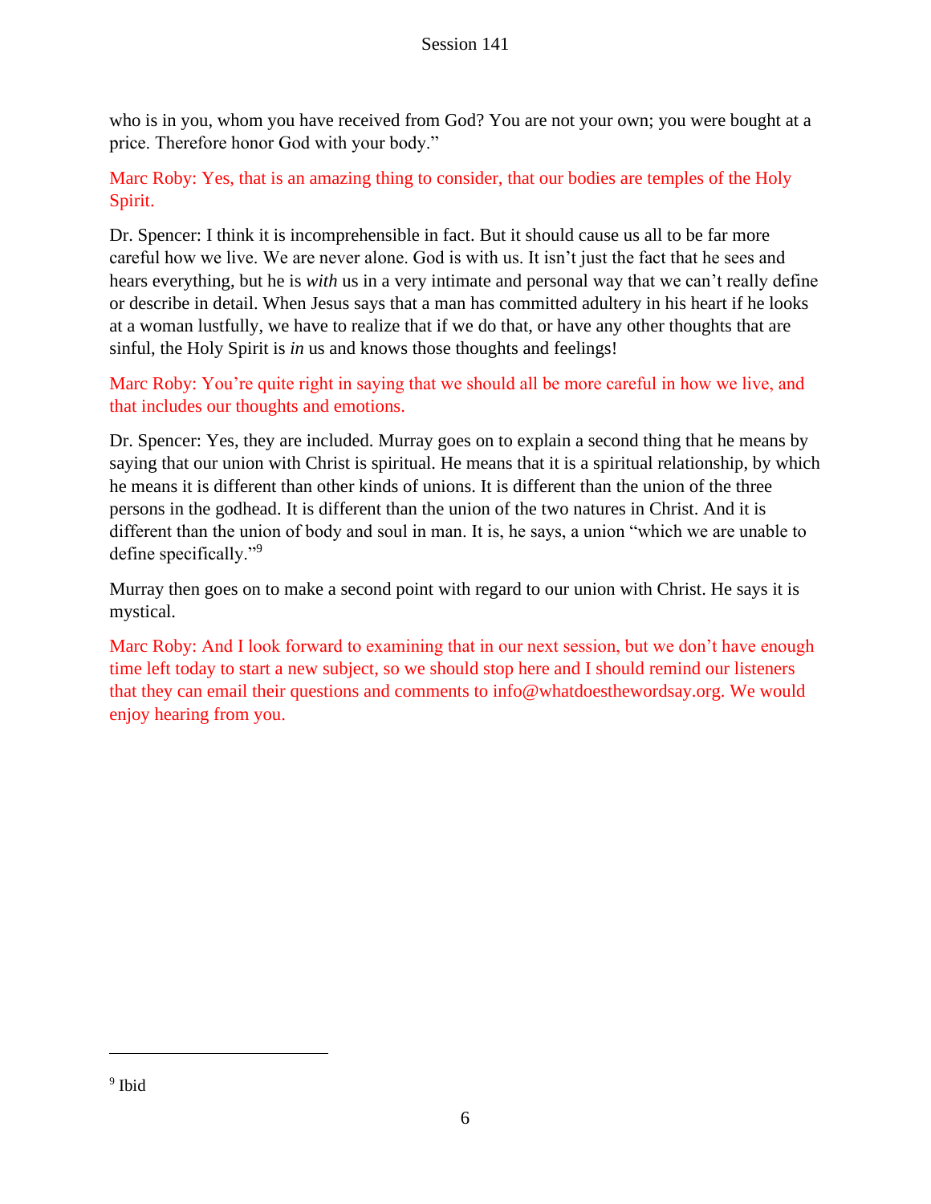who is in you, whom you have received from God? You are not your own; you were bought at a price. Therefore honor God with your body."

Marc Roby: Yes, that is an amazing thing to consider, that our bodies are temples of the Holy Spirit.

Dr. Spencer: I think it is incomprehensible in fact. But it should cause us all to be far more careful how we live. We are never alone. God is with us. It isn't just the fact that he sees and hears everything, but he is *with* us in a very intimate and personal way that we can't really define or describe in detail. When Jesus says that a man has committed adultery in his heart if he looks at a woman lustfully, we have to realize that if we do that, or have any other thoughts that are sinful, the Holy Spirit is *in* us and knows those thoughts and feelings!

Marc Roby: You're quite right in saying that we should all be more careful in how we live, and that includes our thoughts and emotions.

Dr. Spencer: Yes, they are included. Murray goes on to explain a second thing that he means by saying that our union with Christ is spiritual. He means that it is a spiritual relationship, by which he means it is different than other kinds of unions. It is different than the union of the three persons in the godhead. It is different than the union of the two natures in Christ. And it is different than the union of body and soul in man. It is, he says, a union "which we are unable to define specifically."[9]

Murray then goes on to make a second point with regard to our union with Christ. He says it is mystical.

Marc Roby: And I look forward to examining that in our next session, but we don't have enough time left today to start a new subject, so we should stop here and I should remind our listeners that they can email their questions and comments to info@whatdoesthewordsay.org. We would enjoy hearing from you.

---

[9] Ibid